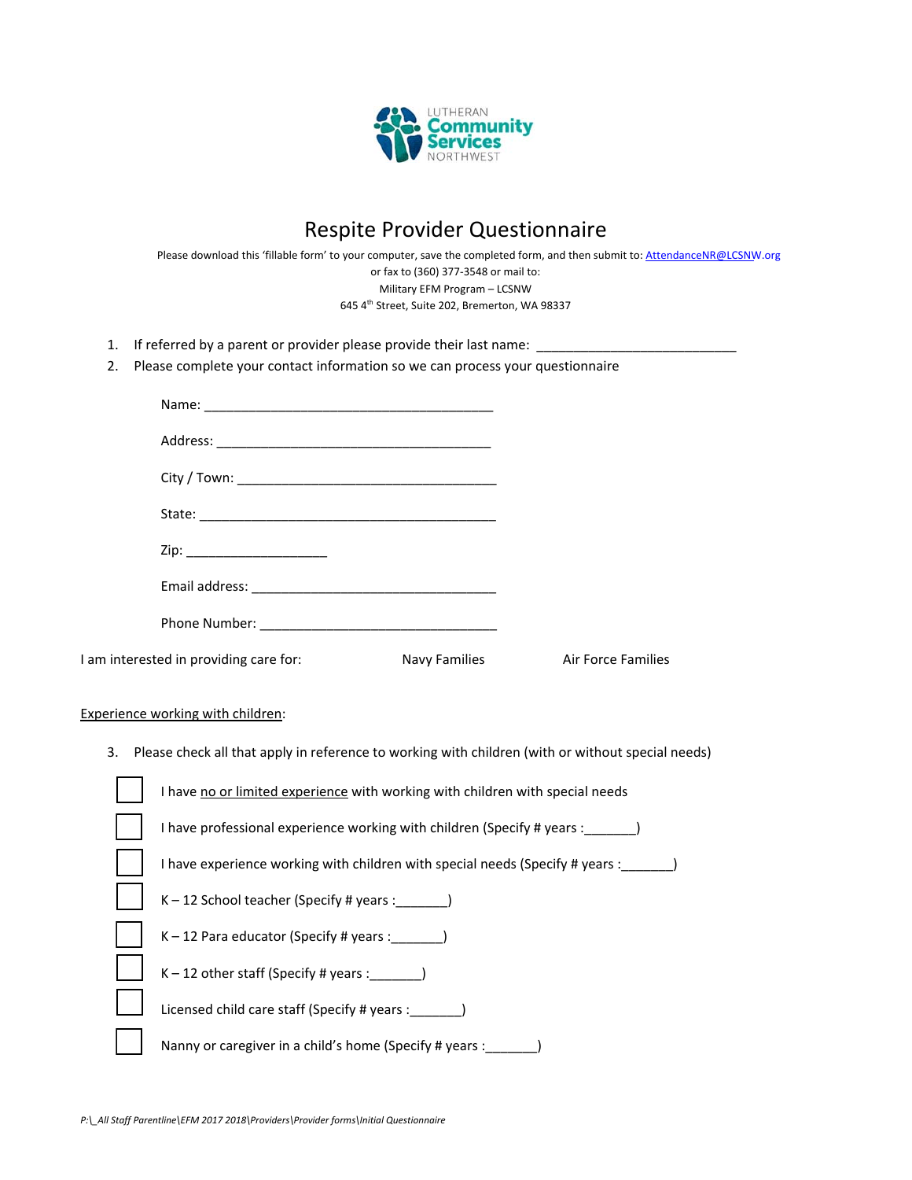# Respite Provider Questionnaire

Please download this 'fillable form' to your computer, save the completed form, and then submit to: [AttendanceNR@LCSNW.org](mailto:AttendanceNR@LCSNW.org)
or fax to (360) 377-3548 or mail to:
Military EFM Program – LCSNW
645 4th Street, Suite 202, Bremerton, WA 98337

1. If referred by a parent or provider please provide their last name: ___________________________
2. Please complete your contact information so we can process your questionnaire

   Name: ________________________________________

   Address: ______________________________________

   City / Town: ____________________________________

   State: _________________________________________

   Zip: ___________________

   Email address: __________________________________

   Phone Number: _________________________________

I am interested in providing care for: Navy Families Air Force Families

<u>Experience working with children</u>:

3. Please check all that apply in reference to working with children (with or without special needs)

- ☐ I have <u>no or limited experience</u> with working with children with special needs
- ☐ I have professional experience working with children (Specify # years :_______)
- ☐ I have experience working with children with special needs (Specify # years :_______)
- ☐ K – 12 School teacher (Specify # years :_______)
- ☐ K – 12 Para educator (Specify # years :_______)
- ☐ K – 12 other staff (Specify # years :_______)
- ☐ Licensed child care staff (Specify # years :_______)
- ☐ Nanny or caregiver in a child's home (Specify # years :_______)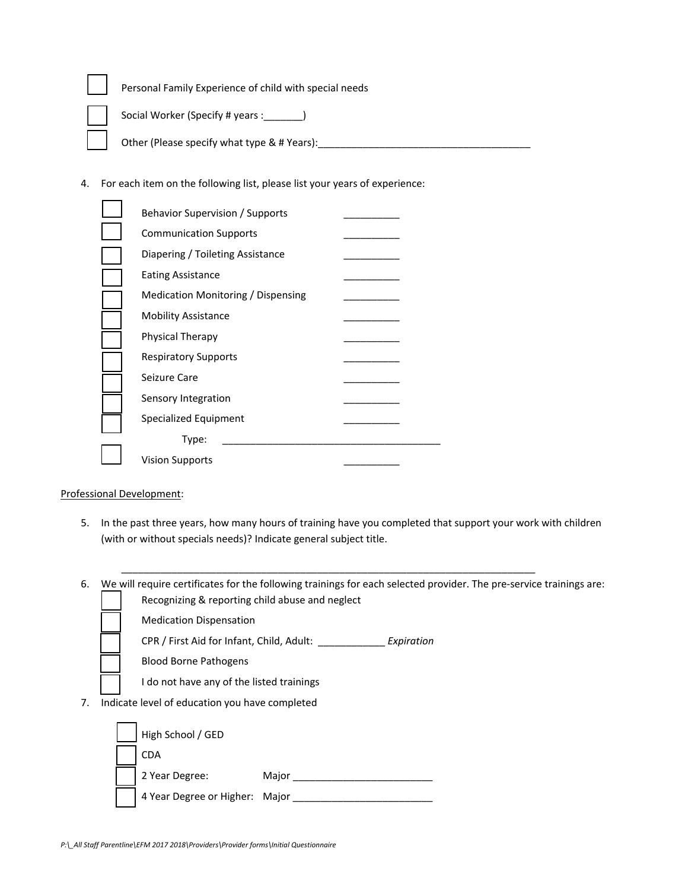- ☐ Personal Family Experience of child with special needs
- ☐ Social Worker (Specify # years :_______)
- ☐ Other (Please specify what type & # Years):_______________________________________

4. For each item on the following list, please list your years of experience:

- ☐ Behavior Supervision / Supports __________
- ☐ Communication Supports __________
- ☐ Diapering / Toileting Assistance __________
- ☐ Eating Assistance __________
- ☐ Medication Monitoring / Dispensing __________
- ☐ Mobility Assistance __________
- ☐ Physical Therapy __________
- ☐ Respiratory Supports __________
- ☐ Seizure Care __________
- ☐ Sensory Integration __________
- ☐ Specialized Equipment __________
  - Type: ________________________________________
- ☐ Vision Supports __________

<u>Professional Development</u>:

5. In the past three years, how many hours of training have you completed that support your work with children (with or without specials needs)? Indicate general subject title.

   ___________________________________________________________________________

6. We will require certificates for the following trainings for each selected provider. The pre-service trainings are:
   - ☐ Recognizing & reporting child abuse and neglect
   - ☐ Medication Dispensation
   - ☐ CPR / First Aid for Infant, Child, Adult: ____________ *Expiration*
   - ☐ Blood Borne Pathogens
   - ☐ I do not have any of the listed trainings

7. Indicate level of education you have completed
   - ☐ High School / GED
   - ☐ CDA
   - ☐ 2 Year Degree: Major _________________________
   - ☐ 4 Year Degree or Higher: Major _________________________

*P:\_All Staff Parentline\EFM 2017 2018\Providers\Provider forms\Initial Questionnaire*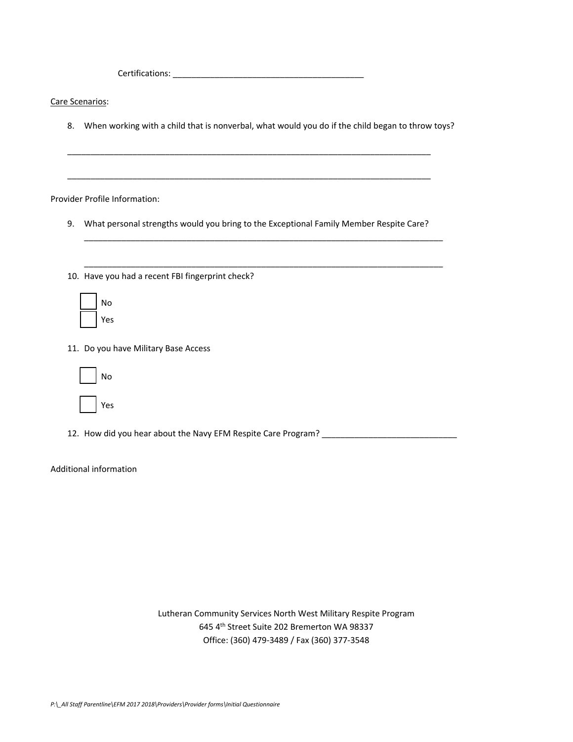Certifications: ________________________________________

Care Scenarios:

8. When working with a child that is nonverbal, what would you do if the child began to throw toys?

_______________________________________________________________________________

_______________________________________________________________________________

Provider Profile Information:

9. What personal strengths would you bring to the Exceptional Family Member Respite Care?

_______________________________________________________________________________

_______________________________________________________________________________

10. Have you had a recent FBI fingerprint check?

☐ No

☐ Yes

11. Do you have Military Base Access

☐ No

☐ Yes

12. How did you hear about the Navy EFM Respite Care Program? ____________________________

Additional information

Lutheran Community Services North West Military Respite Program
645 4th Street Suite 202 Bremerton WA 98337
Office: (360) 479-3489 / Fax (360) 377-3548

*P:\_All Staff Parentline\EFM 2017 2018\Providers\Provider forms\Initial Questionnaire*